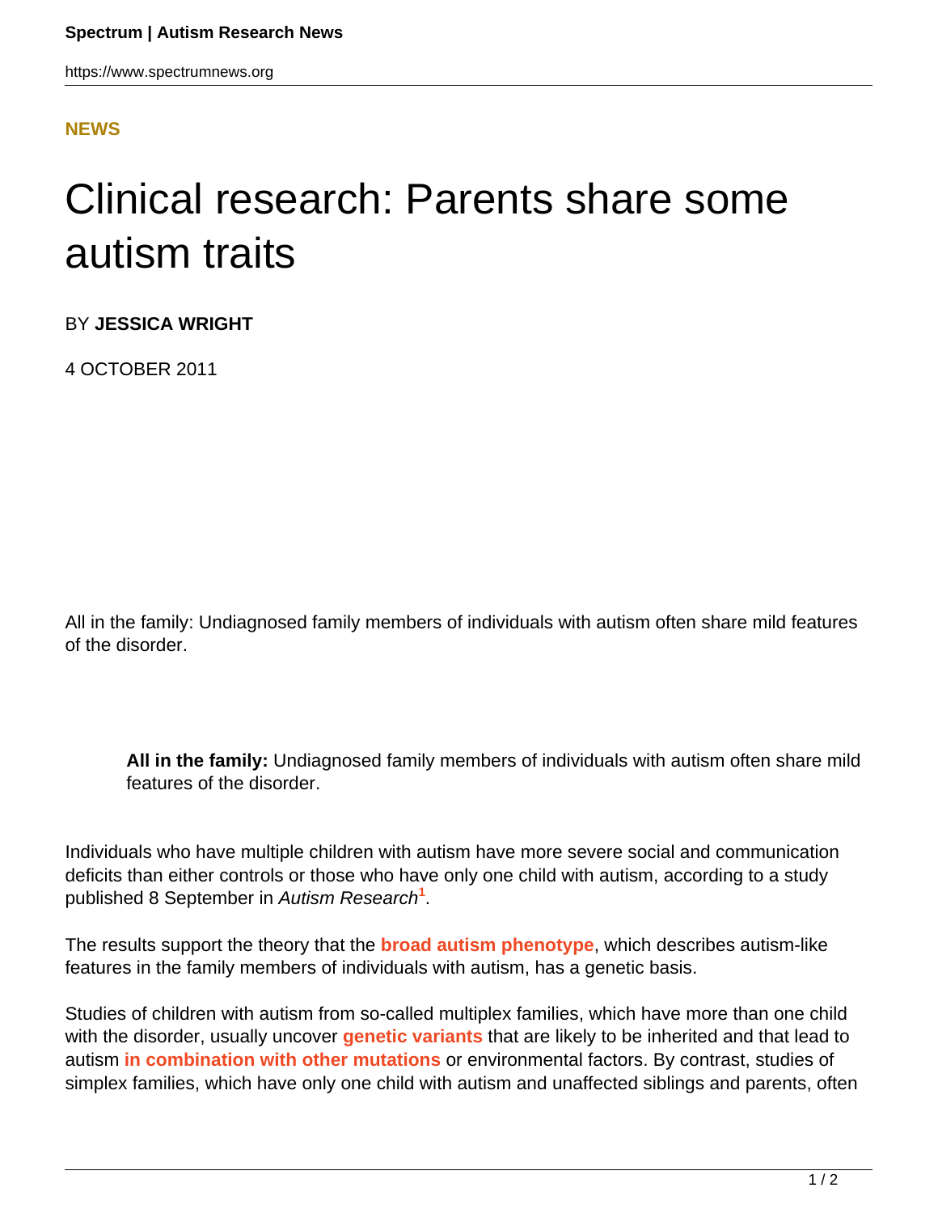**NEWS**

# Clinical research: Parents share some autism traits

BY **JESSICA WRIGHT**

4 OCTOBER 2011

All in the family: Undiagnosed family members of individuals with autism often share mild features of the disorder.

> **All in the family:** Undiagnosed family members of individuals with autism often share mild features of the disorder.

Individuals who have multiple children with autism have more severe social and communication deficits than either controls or those who have only one child with autism, according to a study published 8 September in *Autism Research*[1].

The results support the theory that the **broad autism phenotype**, which describes autism-like features in the family members of individuals with autism, has a genetic basis.

Studies of children with autism from so-called multiplex families, which have more than one child with the disorder, usually uncover **genetic variants** that are likely to be inherited and that lead to autism **in combination with other mutations** or environmental factors. By contrast, studies of simplex families, which have only one child with autism and unaffected siblings and parents, often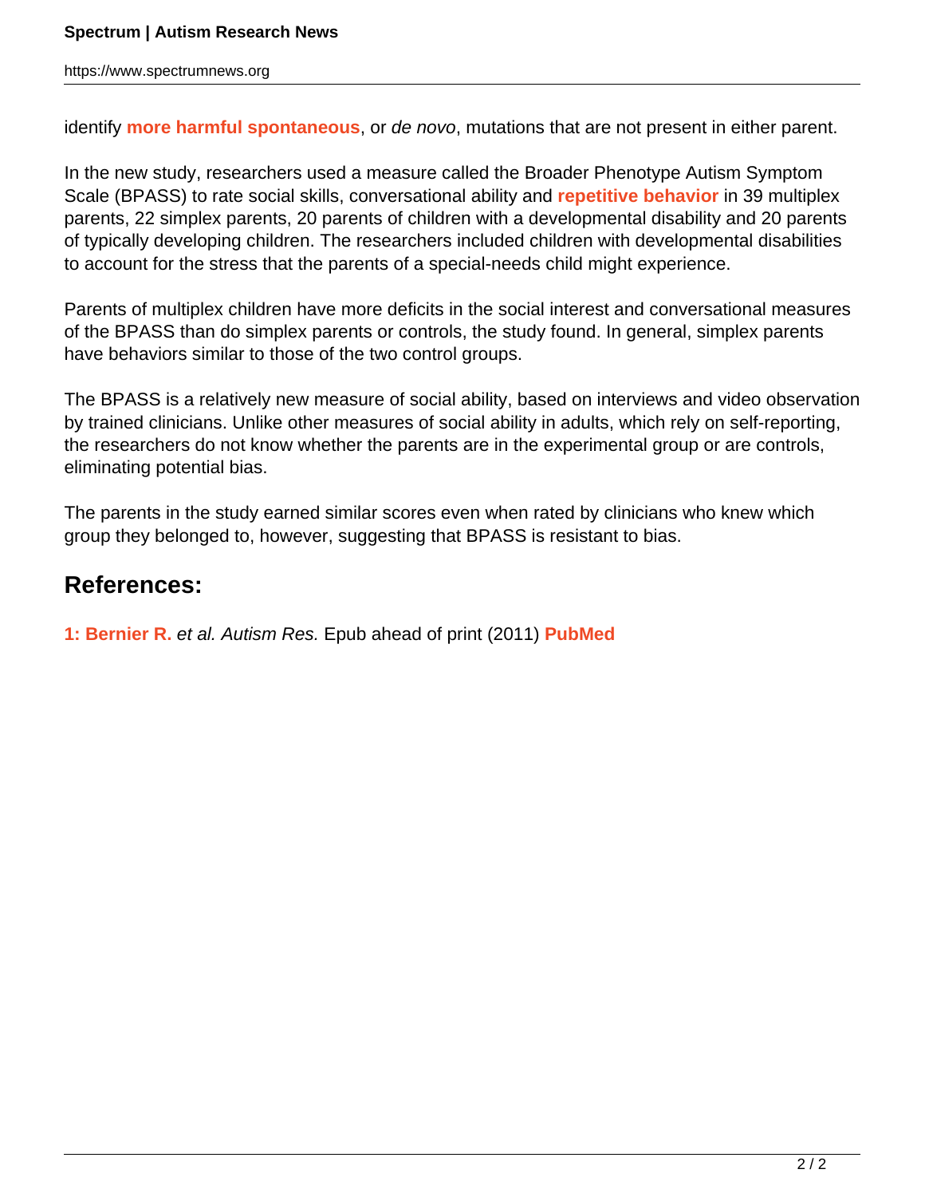identify **more harmful spontaneous**, or *de novo*, mutations that are not present in either parent.

In the new study, researchers used a measure called the Broader Phenotype Autism Symptom Scale (BPASS) to rate social skills, conversational ability and **repetitive behavior** in 39 multiplex parents, 22 simplex parents, 20 parents of children with a developmental disability and 20 parents of typically developing children. The researchers included children with developmental disabilities to account for the stress that the parents of a special-needs child might experience.

Parents of multiplex children have more deficits in the social interest and conversational measures of the BPASS than do simplex parents or controls, the study found. In general, simplex parents have behaviors similar to those of the two control groups.

The BPASS is a relatively new measure of social ability, based on interviews and video observation by trained clinicians. Unlike other measures of social ability in adults, which rely on self-reporting, the researchers do not know whether the parents are in the experimental group or are controls, eliminating potential bias.

The parents in the study earned similar scores even when rated by clinicians who knew which group they belonged to, however, suggesting that BPASS is resistant to bias.

## References:

**1: Bernier R.** *et al. Autism Res.* Epub ahead of print (2011) **PubMed**